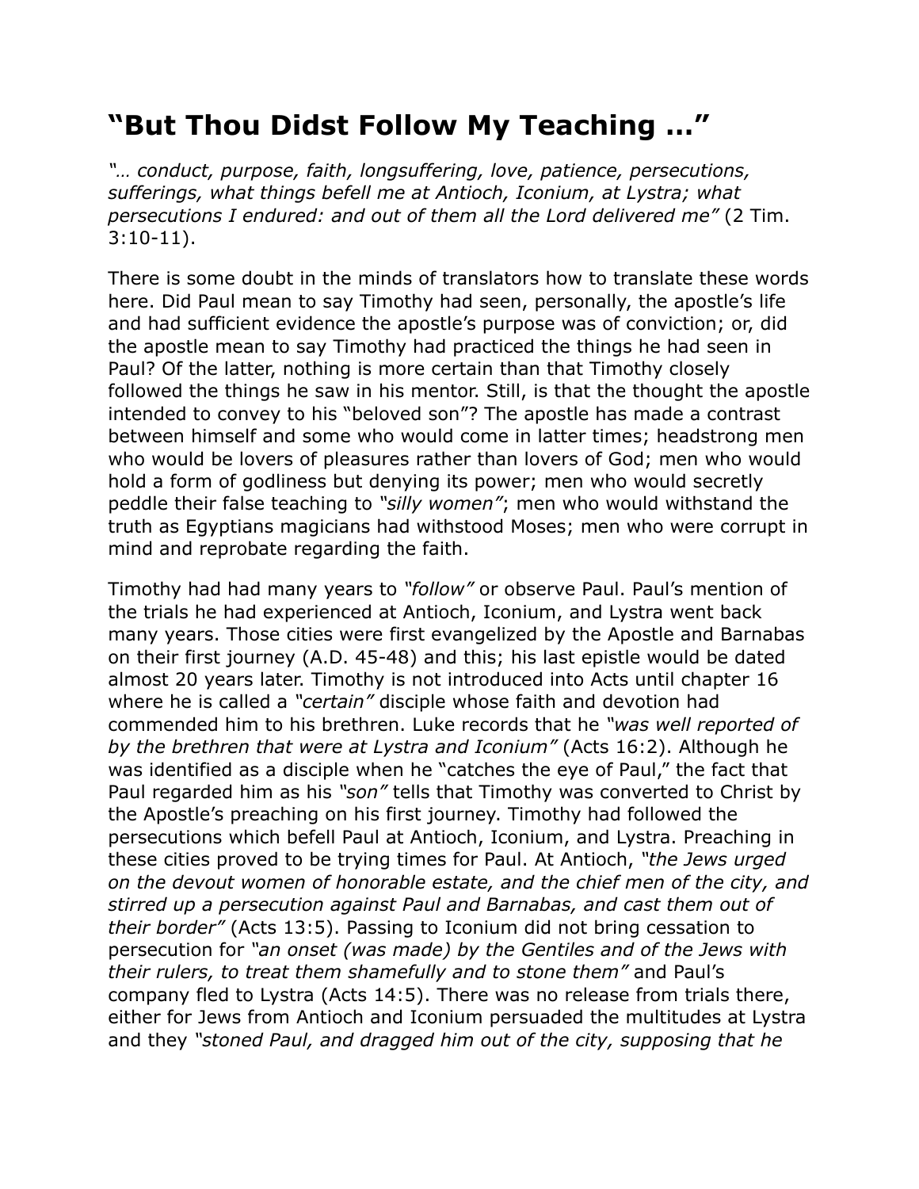# “But Thou Didst Follow My Teaching …”

*“… conduct, purpose, faith, longsuffering, love, patience, persecutions, sufferings, what things befell me at Antioch, Iconium, at Lystra; what persecutions I endured: and out of them all the Lord delivered me”* (2 Tim. 3:10-11).

There is some doubt in the minds of translators how to translate these words here. Did Paul mean to say Timothy had seen, personally, the apostle’s life and had sufficient evidence the apostle’s purpose was of conviction; or, did the apostle mean to say Timothy had practiced the things he had seen in Paul? Of the latter, nothing is more certain than that Timothy closely followed the things he saw in his mentor. Still, is that the thought the apostle intended to convey to his “beloved son”? The apostle has made a contrast between himself and some who would come in latter times; headstrong men who would be lovers of pleasures rather than lovers of God; men who would hold a form of godliness but denying its power; men who would secretly peddle their false teaching to *“silly women”*; men who would withstand the truth as Egyptians magicians had withstood Moses; men who were corrupt in mind and reprobate regarding the faith.

Timothy had had many years to *“follow”* or observe Paul. Paul’s mention of the trials he had experienced at Antioch, Iconium, and Lystra went back many years. Those cities were first evangelized by the Apostle and Barnabas on their first journey (A.D. 45-48) and this; his last epistle would be dated almost 20 years later. Timothy is not introduced into Acts until chapter 16 where he is called a *“certain”* disciple whose faith and devotion had commended him to his brethren. Luke records that he *“was well reported of by the brethren that were at Lystra and Iconium”* (Acts 16:2). Although he was identified as a disciple when he “catches the eye of Paul,” the fact that Paul regarded him as his *“son”* tells that Timothy was converted to Christ by the Apostle’s preaching on his first journey. Timothy had followed the persecutions which befell Paul at Antioch, Iconium, and Lystra. Preaching in these cities proved to be trying times for Paul. At Antioch, *“the Jews urged on the devout women of honorable estate, and the chief men of the city, and stirred up a persecution against Paul and Barnabas, and cast them out of their border”* (Acts 13:5). Passing to Iconium did not bring cessation to persecution for *“an onset (was made) by the Gentiles and of the Jews with their rulers, to treat them shamefully and to stone them”* and Paul’s company fled to Lystra (Acts 14:5). There was no release from trials there, either for Jews from Antioch and Iconium persuaded the multitudes at Lystra and they *“stoned Paul, and dragged him out of the city, supposing that he*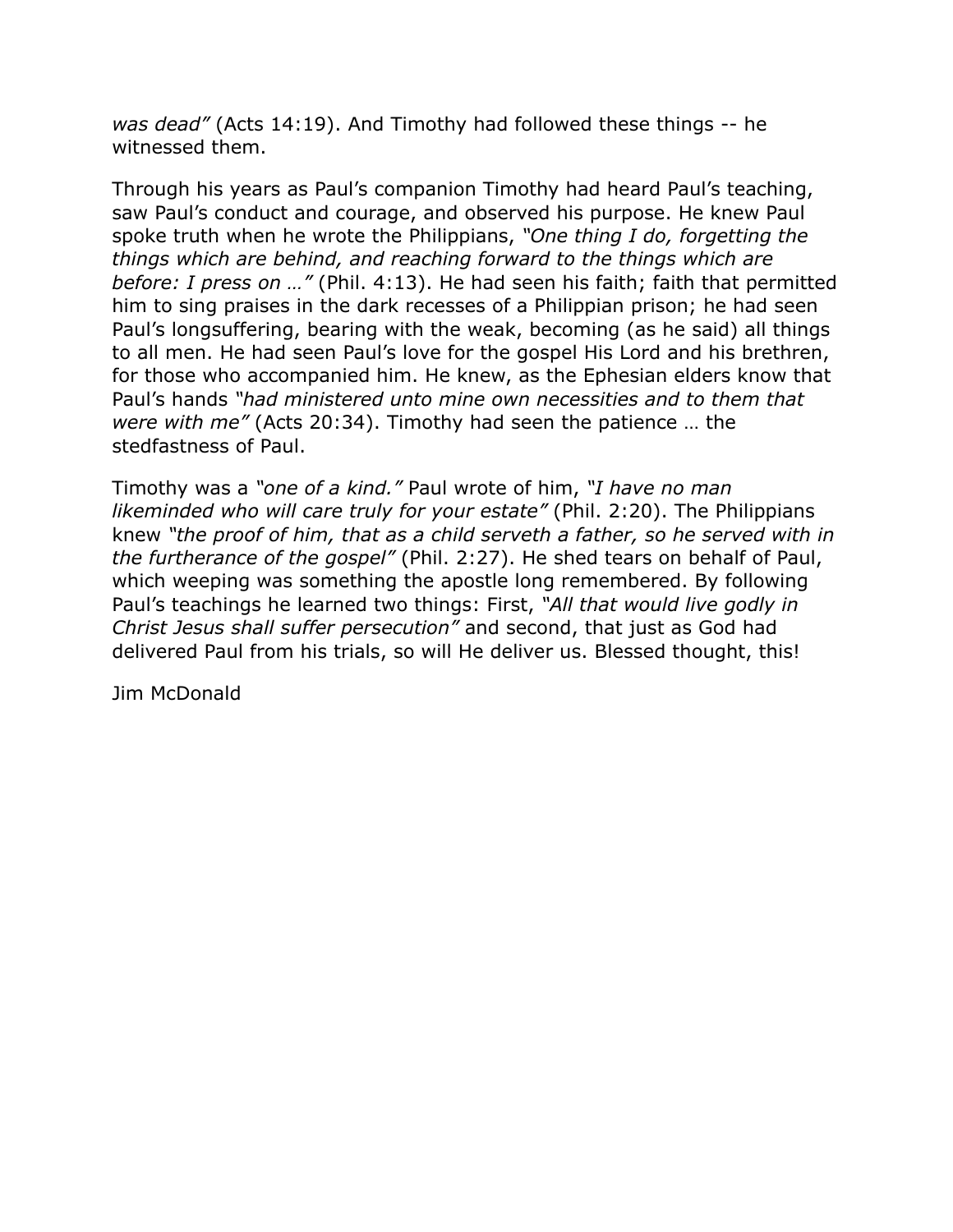*was dead"* (Acts 14:19). And Timothy had followed these things -- he witnessed them.

Through his years as Paul's companion Timothy had heard Paul's teaching, saw Paul's conduct and courage, and observed his purpose. He knew Paul spoke truth when he wrote the Philippians, *"One thing I do, forgetting the things which are behind, and reaching forward to the things which are before: I press on …"* (Phil. 4:13). He had seen his faith; faith that permitted him to sing praises in the dark recesses of a Philippian prison; he had seen Paul's longsuffering, bearing with the weak, becoming (as he said) all things to all men. He had seen Paul's love for the gospel His Lord and his brethren, for those who accompanied him. He knew, as the Ephesian elders know that Paul's hands *"had ministered unto mine own necessities and to them that were with me"* (Acts 20:34). Timothy had seen the patience … the stedfastness of Paul.

Timothy was a *"one of a kind."* Paul wrote of him, *"I have no man likeminded who will care truly for your estate"* (Phil. 2:20). The Philippians knew *"the proof of him, that as a child serveth a father, so he served with in the furtherance of the gospel"* (Phil. 2:27). He shed tears on behalf of Paul, which weeping was something the apostle long remembered. By following Paul's teachings he learned two things: First, *"All that would live godly in Christ Jesus shall suffer persecution"* and second, that just as God had delivered Paul from his trials, so will He deliver us. Blessed thought, this!

Jim McDonald